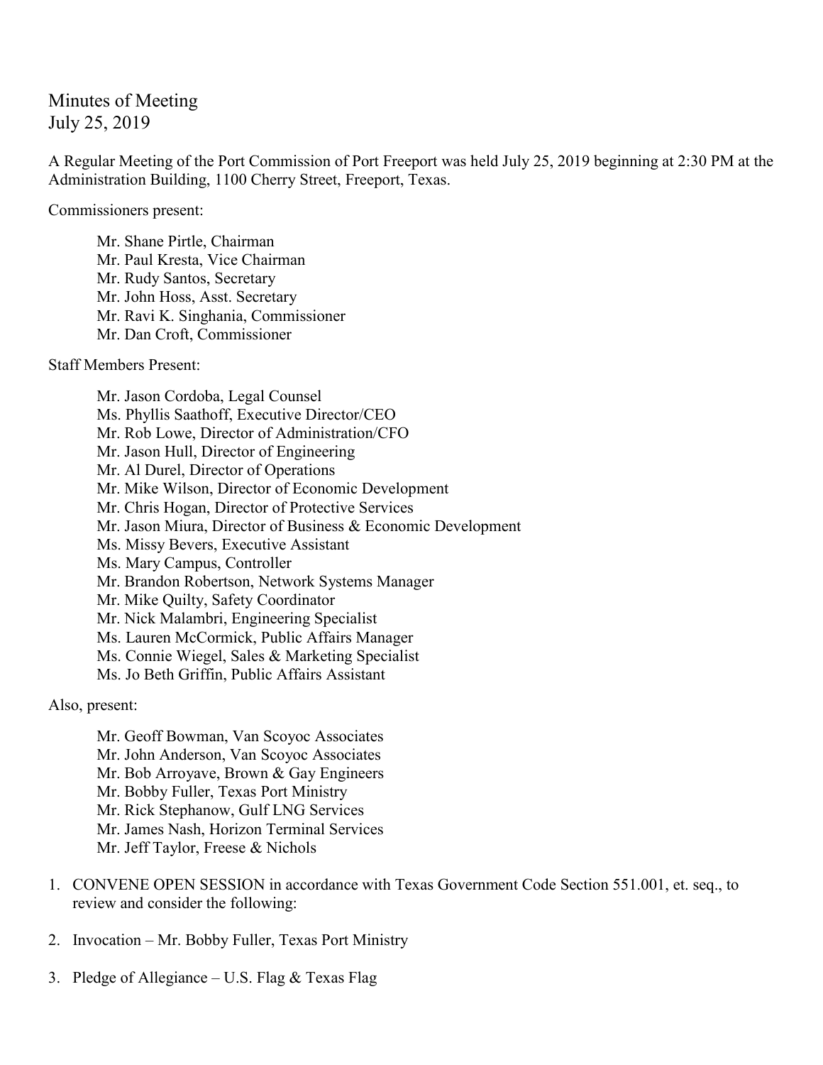# Minutes of Meeting
July 25, 2019

A Regular Meeting of the Port Commission of Port Freeport was held July 25, 2019 beginning at 2:30 PM at the Administration Building, 1100 Cherry Street, Freeport, Texas.

Commissioners present:

Mr. Shane Pirtle, Chairman
Mr. Paul Kresta, Vice Chairman
Mr. Rudy Santos, Secretary
Mr. John Hoss, Asst. Secretary
Mr. Ravi K. Singhania, Commissioner
Mr. Dan Croft, Commissioner

Staff Members Present:

Mr. Jason Cordoba, Legal Counsel
Ms. Phyllis Saathoff, Executive Director/CEO
Mr. Rob Lowe, Director of Administration/CFO
Mr. Jason Hull, Director of Engineering
Mr. Al Durel, Director of Operations
Mr. Mike Wilson, Director of Economic Development
Mr. Chris Hogan, Director of Protective Services
Mr. Jason Miura, Director of Business & Economic Development
Ms. Missy Bevers, Executive Assistant
Ms. Mary Campus, Controller
Mr. Brandon Robertson, Network Systems Manager
Mr. Mike Quilty, Safety Coordinator
Mr. Nick Malambri, Engineering Specialist
Ms. Lauren McCormick, Public Affairs Manager
Ms. Connie Wiegel, Sales & Marketing Specialist
Ms. Jo Beth Griffin, Public Affairs Assistant

Also, present:

Mr. Geoff Bowman, Van Scoyoc Associates
Mr. John Anderson, Van Scoyoc Associates
Mr. Bob Arroyave, Brown & Gay Engineers
Mr. Bobby Fuller, Texas Port Ministry
Mr. Rick Stephanow, Gulf LNG Services
Mr. James Nash, Horizon Terminal Services
Mr. Jeff Taylor, Freese & Nichols

1. CONVENE OPEN SESSION in accordance with Texas Government Code Section 551.001, et. seq., to review and consider the following:

2. Invocation – Mr. Bobby Fuller, Texas Port Ministry

3. Pledge of Allegiance – U.S. Flag & Texas Flag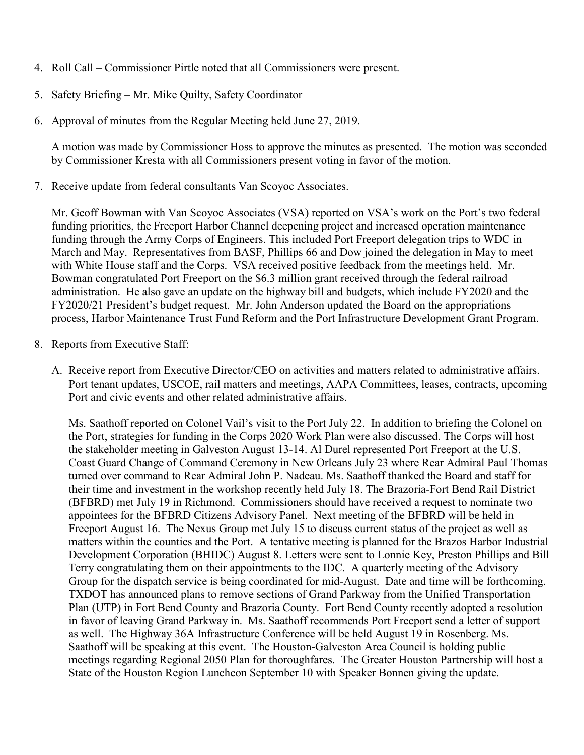4. Roll Call – Commissioner Pirtle noted that all Commissioners were present.

5. Safety Briefing – Mr. Mike Quilty, Safety Coordinator

6. Approval of minutes from the Regular Meeting held June 27, 2019.

   A motion was made by Commissioner Hoss to approve the minutes as presented. The motion was seconded by Commissioner Kresta with all Commissioners present voting in favor of the motion.

7. Receive update from federal consultants Van Scoyoc Associates.

   Mr. Geoff Bowman with Van Scoyoc Associates (VSA) reported on VSA's work on the Port's two federal funding priorities, the Freeport Harbor Channel deepening project and increased operation maintenance funding through the Army Corps of Engineers. This included Port Freeport delegation trips to WDC in March and May. Representatives from BASF, Phillips 66 and Dow joined the delegation in May to meet with White House staff and the Corps. VSA received positive feedback from the meetings held. Mr. Bowman congratulated Port Freeport on the $6.3 million grant received through the federal railroad administration. He also gave an update on the highway bill and budgets, which include FY2020 and the FY2020/21 President's budget request. Mr. John Anderson updated the Board on the appropriations process, Harbor Maintenance Trust Fund Reform and the Port Infrastructure Development Grant Program.

8. Reports from Executive Staff:

   A. Receive report from Executive Director/CEO on activities and matters related to administrative affairs. Port tenant updates, USCOE, rail matters and meetings, AAPA Committees, leases, contracts, upcoming Port and civic events and other related administrative affairs.

      Ms. Saathoff reported on Colonel Vail's visit to the Port July 22. In addition to briefing the Colonel on the Port, strategies for funding in the Corps 2020 Work Plan were also discussed. The Corps will host the stakeholder meeting in Galveston August 13-14. Al Durel represented Port Freeport at the U.S. Coast Guard Change of Command Ceremony in New Orleans July 23 where Rear Admiral Paul Thomas turned over command to Rear Admiral John P. Nadeau. Ms. Saathoff thanked the Board and staff for their time and investment in the workshop recently held July 18. The Brazoria-Fort Bend Rail District (BFBRD) met July 19 in Richmond. Commissioners should have received a request to nominate two appointees for the BFBRD Citizens Advisory Panel. Next meeting of the BFBRD will be held in Freeport August 16. The Nexus Group met July 15 to discuss current status of the project as well as matters within the counties and the Port. A tentative meeting is planned for the Brazos Harbor Industrial Development Corporation (BHIDC) August 8. Letters were sent to Lonnie Key, Preston Phillips and Bill Terry congratulating them on their appointments to the IDC. A quarterly meeting of the Advisory Group for the dispatch service is being coordinated for mid-August. Date and time will be forthcoming. TXDOT has announced plans to remove sections of Grand Parkway from the Unified Transportation Plan (UTP) in Fort Bend County and Brazoria County. Fort Bend County recently adopted a resolution in favor of leaving Grand Parkway in. Ms. Saathoff recommends Port Freeport send a letter of support as well. The Highway 36A Infrastructure Conference will be held August 19 in Rosenberg. Ms. Saathoff will be speaking at this event. The Houston-Galveston Area Council is holding public meetings regarding Regional 2050 Plan for thoroughfares. The Greater Houston Partnership will host a State of the Houston Region Luncheon September 10 with Speaker Bonnen giving the update.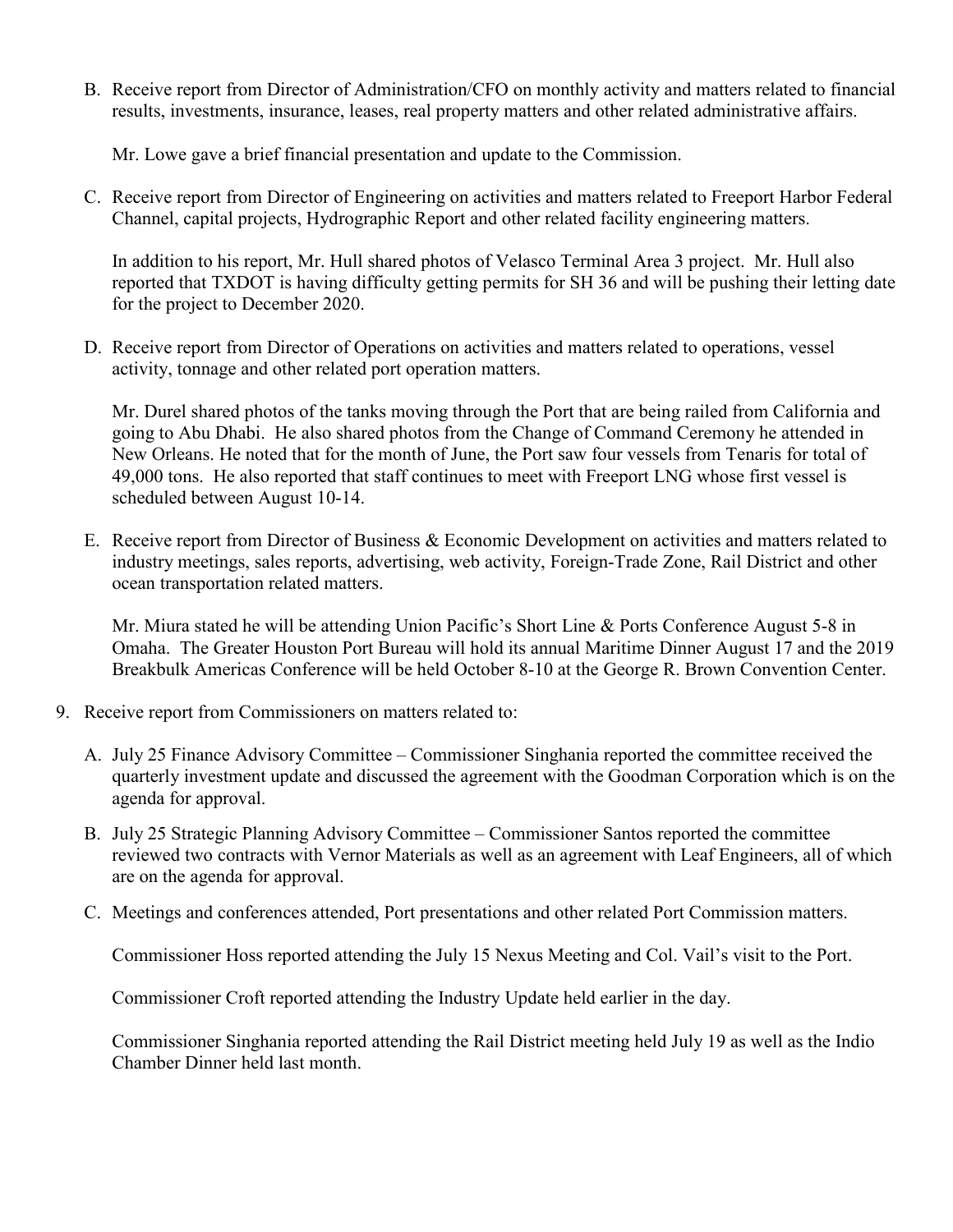B. Receive report from Director of Administration/CFO on monthly activity and matters related to financial results, investments, insurance, leases, real property matters and other related administrative affairs.

   Mr. Lowe gave a brief financial presentation and update to the Commission.

C. Receive report from Director of Engineering on activities and matters related to Freeport Harbor Federal Channel, capital projects, Hydrographic Report and other related facility engineering matters.

   In addition to his report, Mr. Hull shared photos of Velasco Terminal Area 3 project. Mr. Hull also reported that TXDOT is having difficulty getting permits for SH 36 and will be pushing their letting date for the project to December 2020.

D. Receive report from Director of Operations on activities and matters related to operations, vessel activity, tonnage and other related port operation matters.

   Mr. Durel shared photos of the tanks moving through the Port that are being railed from California and going to Abu Dhabi. He also shared photos from the Change of Command Ceremony he attended in New Orleans. He noted that for the month of June, the Port saw four vessels from Tenaris for total of 49,000 tons. He also reported that staff continues to meet with Freeport LNG whose first vessel is scheduled between August 10-14.

E. Receive report from Director of Business & Economic Development on activities and matters related to industry meetings, sales reports, advertising, web activity, Foreign-Trade Zone, Rail District and other ocean transportation related matters.

   Mr. Miura stated he will be attending Union Pacific's Short Line & Ports Conference August 5-8 in Omaha. The Greater Houston Port Bureau will hold its annual Maritime Dinner August 17 and the 2019 Breakbulk Americas Conference will be held October 8-10 at the George R. Brown Convention Center.

9. Receive report from Commissioners on matters related to:

   A. July 25 Finance Advisory Committee – Commissioner Singhania reported the committee received the quarterly investment update and discussed the agreement with the Goodman Corporation which is on the agenda for approval.

   B. July 25 Strategic Planning Advisory Committee – Commissioner Santos reported the committee reviewed two contracts with Vernor Materials as well as an agreement with Leaf Engineers, all of which are on the agenda for approval.

   C. Meetings and conferences attended, Port presentations and other related Port Commission matters.

      Commissioner Hoss reported attending the July 15 Nexus Meeting and Col. Vail's visit to the Port.

      Commissioner Croft reported attending the Industry Update held earlier in the day.

      Commissioner Singhania reported attending the Rail District meeting held July 19 as well as the Indio Chamber Dinner held last month.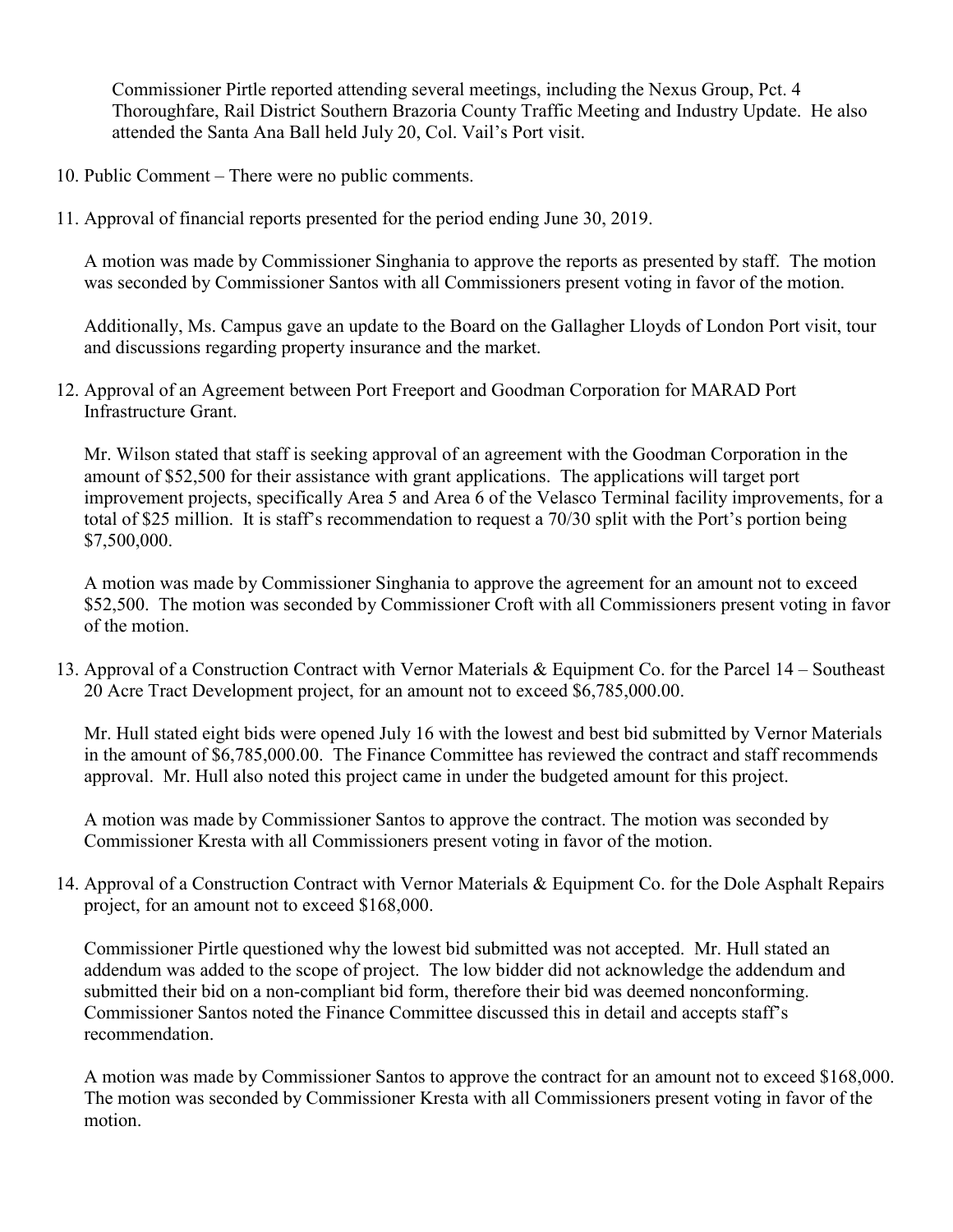Commissioner Pirtle reported attending several meetings, including the Nexus Group, Pct. 4 Thoroughfare, Rail District Southern Brazoria County Traffic Meeting and Industry Update. He also attended the Santa Ana Ball held July 20, Col. Vail's Port visit.

10. Public Comment – There were no public comments.

11. Approval of financial reports presented for the period ending June 30, 2019.

    A motion was made by Commissioner Singhania to approve the reports as presented by staff. The motion was seconded by Commissioner Santos with all Commissioners present voting in favor of the motion.

    Additionally, Ms. Campus gave an update to the Board on the Gallagher Lloyds of London Port visit, tour and discussions regarding property insurance and the market.

12. Approval of an Agreement between Port Freeport and Goodman Corporation for MARAD Port Infrastructure Grant.

    Mr. Wilson stated that staff is seeking approval of an agreement with the Goodman Corporation in the amount of $52,500 for their assistance with grant applications. The applications will target port improvement projects, specifically Area 5 and Area 6 of the Velasco Terminal facility improvements, for a total of $25 million. It is staff's recommendation to request a 70/30 split with the Port's portion being $7,500,000.

    A motion was made by Commissioner Singhania to approve the agreement for an amount not to exceed $52,500. The motion was seconded by Commissioner Croft with all Commissioners present voting in favor of the motion.

13. Approval of a Construction Contract with Vernor Materials & Equipment Co. for the Parcel 14 – Southeast 20 Acre Tract Development project, for an amount not to exceed $6,785,000.00.

    Mr. Hull stated eight bids were opened July 16 with the lowest and best bid submitted by Vernor Materials in the amount of $6,785,000.00. The Finance Committee has reviewed the contract and staff recommends approval. Mr. Hull also noted this project came in under the budgeted amount for this project.

    A motion was made by Commissioner Santos to approve the contract. The motion was seconded by Commissioner Kresta with all Commissioners present voting in favor of the motion.

14. Approval of a Construction Contract with Vernor Materials & Equipment Co. for the Dole Asphalt Repairs project, for an amount not to exceed $168,000.

    Commissioner Pirtle questioned why the lowest bid submitted was not accepted. Mr. Hull stated an addendum was added to the scope of project. The low bidder did not acknowledge the addendum and submitted their bid on a non-compliant bid form, therefore their bid was deemed nonconforming. Commissioner Santos noted the Finance Committee discussed this in detail and accepts staff's recommendation.

    A motion was made by Commissioner Santos to approve the contract for an amount not to exceed $168,000. The motion was seconded by Commissioner Kresta with all Commissioners present voting in favor of the motion.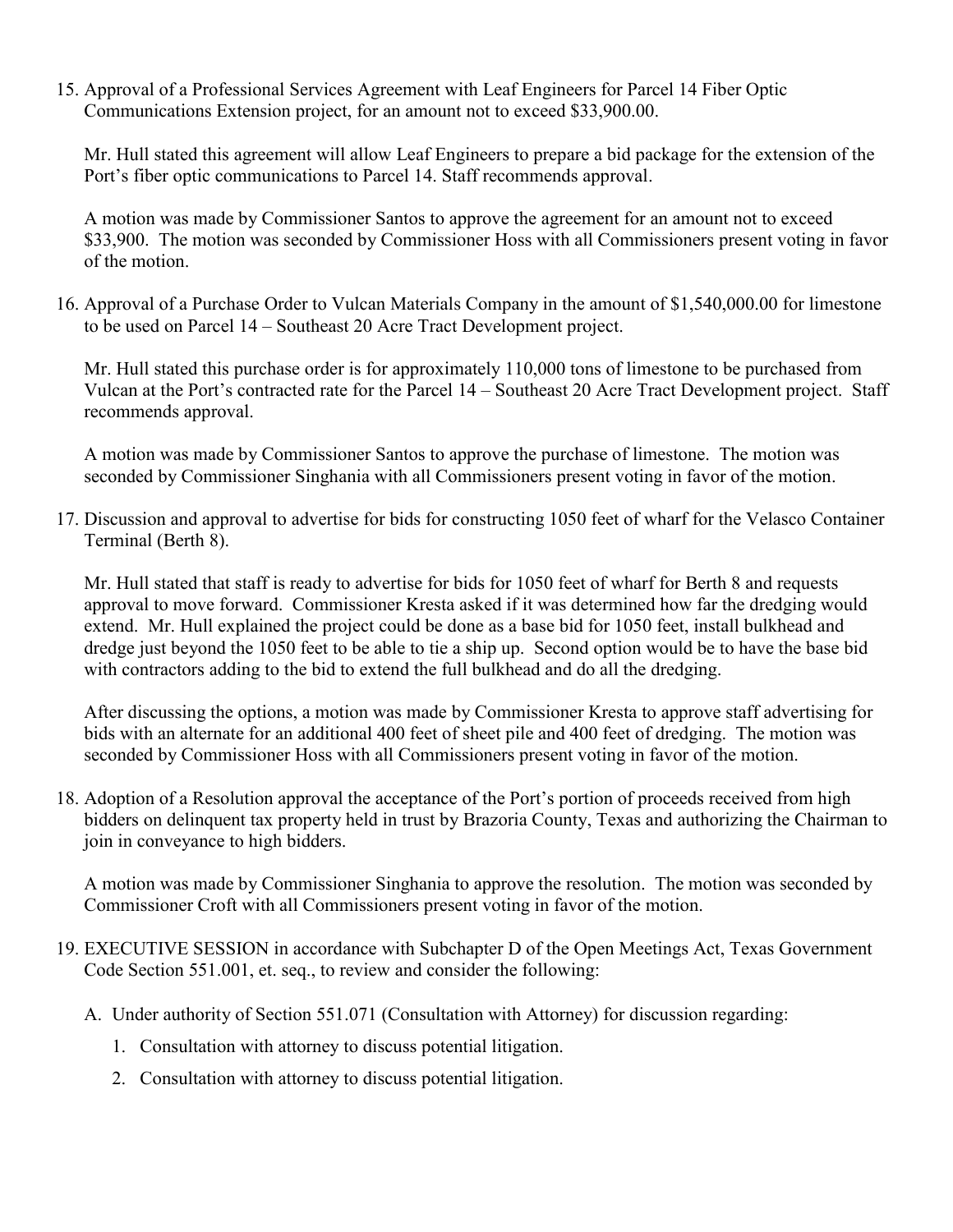15. Approval of a Professional Services Agreement with Leaf Engineers for Parcel 14 Fiber Optic Communications Extension project, for an amount not to exceed $33,900.00.

    Mr. Hull stated this agreement will allow Leaf Engineers to prepare a bid package for the extension of the Port's fiber optic communications to Parcel 14. Staff recommends approval.

    A motion was made by Commissioner Santos to approve the agreement for an amount not to exceed $33,900. The motion was seconded by Commissioner Hoss with all Commissioners present voting in favor of the motion.

16. Approval of a Purchase Order to Vulcan Materials Company in the amount of $1,540,000.00 for limestone to be used on Parcel 14 – Southeast 20 Acre Tract Development project.

    Mr. Hull stated this purchase order is for approximately 110,000 tons of limestone to be purchased from Vulcan at the Port's contracted rate for the Parcel 14 – Southeast 20 Acre Tract Development project. Staff recommends approval.

    A motion was made by Commissioner Santos to approve the purchase of limestone. The motion was seconded by Commissioner Singhania with all Commissioners present voting in favor of the motion.

17. Discussion and approval to advertise for bids for constructing 1050 feet of wharf for the Velasco Container Terminal (Berth 8).

    Mr. Hull stated that staff is ready to advertise for bids for 1050 feet of wharf for Berth 8 and requests approval to move forward. Commissioner Kresta asked if it was determined how far the dredging would extend. Mr. Hull explained the project could be done as a base bid for 1050 feet, install bulkhead and dredge just beyond the 1050 feet to be able to tie a ship up. Second option would be to have the base bid with contractors adding to the bid to extend the full bulkhead and do all the dredging.

    After discussing the options, a motion was made by Commissioner Kresta to approve staff advertising for bids with an alternate for an additional 400 feet of sheet pile and 400 feet of dredging. The motion was seconded by Commissioner Hoss with all Commissioners present voting in favor of the motion.

18. Adoption of a Resolution approval the acceptance of the Port's portion of proceeds received from high bidders on delinquent tax property held in trust by Brazoria County, Texas and authorizing the Chairman to join in conveyance to high bidders.

    A motion was made by Commissioner Singhania to approve the resolution. The motion was seconded by Commissioner Croft with all Commissioners present voting in favor of the motion.

19. EXECUTIVE SESSION in accordance with Subchapter D of the Open Meetings Act, Texas Government Code Section 551.001, et. seq., to review and consider the following:

    A. Under authority of Section 551.071 (Consultation with Attorney) for discussion regarding:

       1. Consultation with attorney to discuss potential litigation.
       2. Consultation with attorney to discuss potential litigation.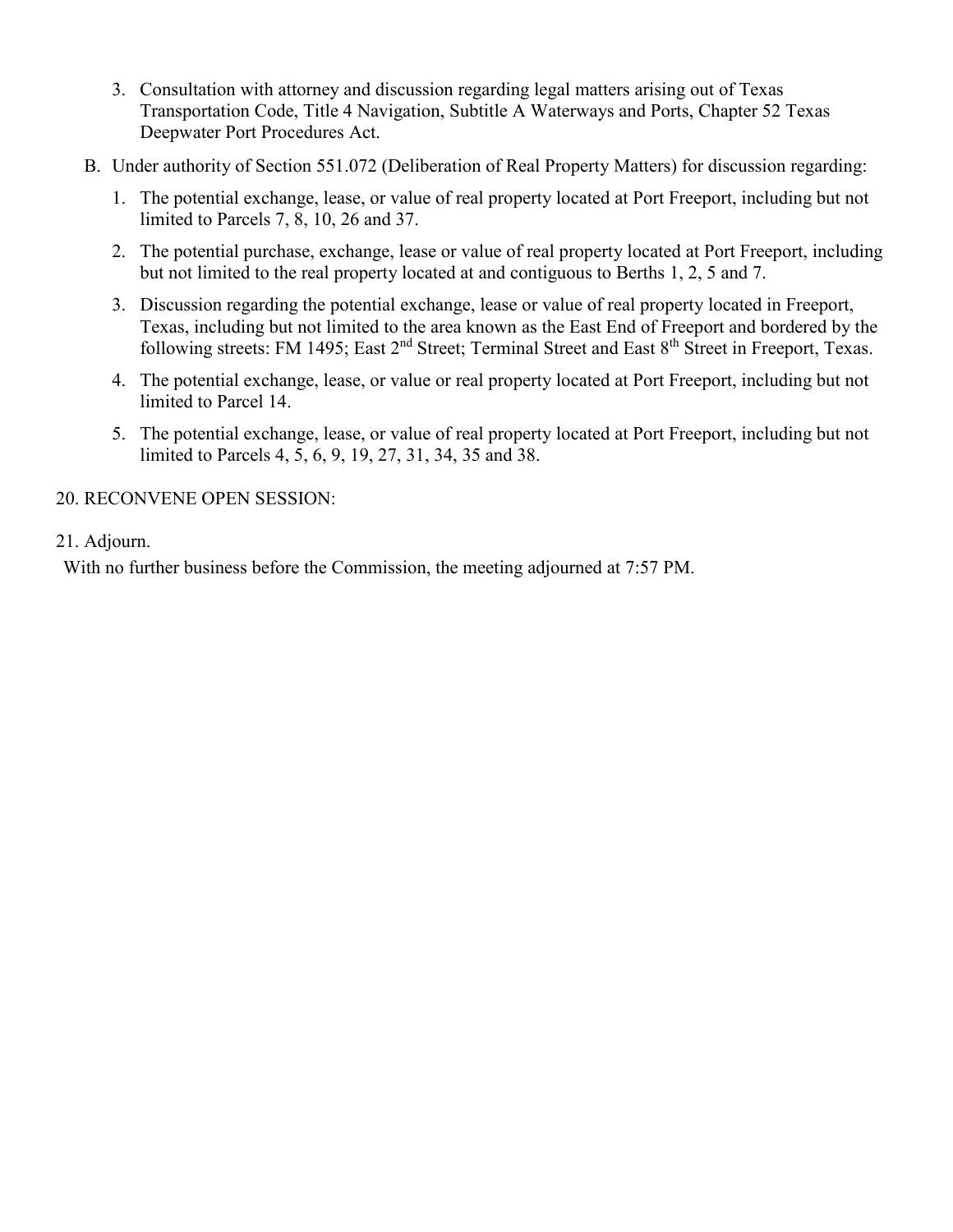3. Consultation with attorney and discussion regarding legal matters arising out of Texas Transportation Code, Title 4 Navigation, Subtitle A Waterways and Ports, Chapter 52 Texas Deepwater Port Procedures Act.

B. Under authority of Section 551.072 (Deliberation of Real Property Matters) for discussion regarding:

1. The potential exchange, lease, or value of real property located at Port Freeport, including but not limited to Parcels 7, 8, 10, 26 and 37.
2. The potential purchase, exchange, lease or value of real property located at Port Freeport, including but not limited to the real property located at and contiguous to Berths 1, 2, 5 and 7.
3. Discussion regarding the potential exchange, lease or value of real property located in Freeport, Texas, including but not limited to the area known as the East End of Freeport and bordered by the following streets: FM 1495; East 2nd Street; Terminal Street and East 8th Street in Freeport, Texas.
4. The potential exchange, lease, or value or real property located at Port Freeport, including but not limited to Parcel 14.
5. The potential exchange, lease, or value of real property located at Port Freeport, including but not limited to Parcels 4, 5, 6, 9, 19, 27, 31, 34, 35 and 38.

20. RECONVENE OPEN SESSION:

21. Adjourn.

With no further business before the Commission, the meeting adjourned at 7:57 PM.